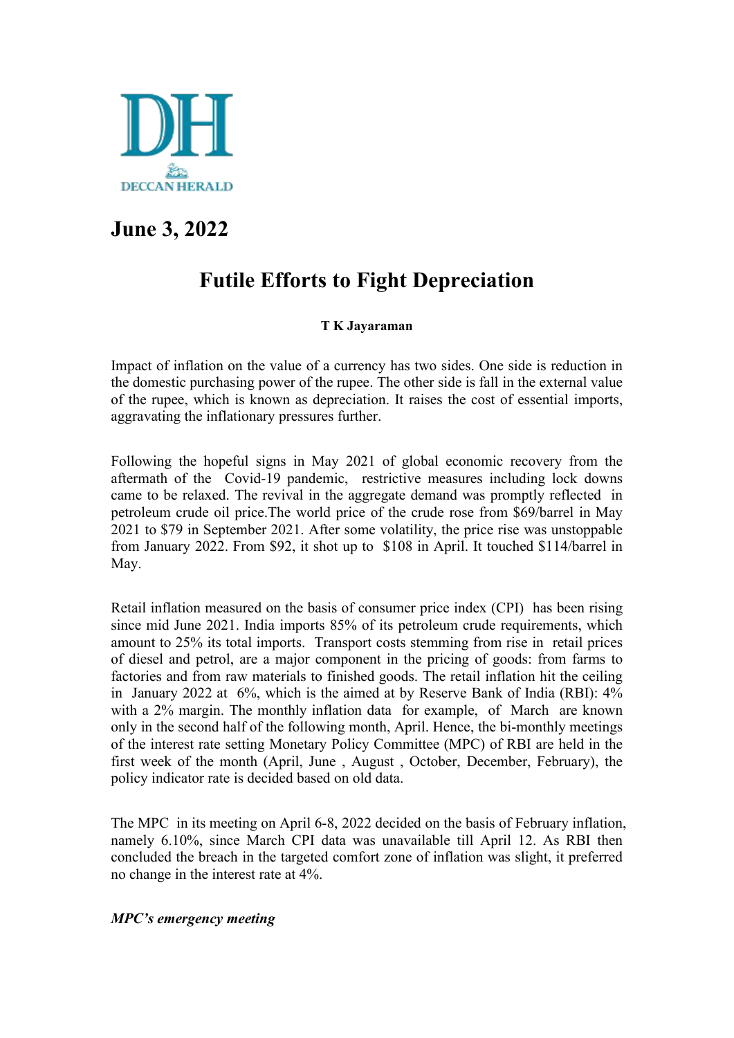DECCAN HERALD

**June 3, 2022**

# Futile Efforts to Fight Depreciation

**T K Jayaraman**

Impact of inflation on the value of a currency has two sides. One side is reduction in the domestic purchasing power of the rupee. The other side is fall in the external value of the rupee, which is known as depreciation. It raises the cost of essential imports, aggravating the inflationary pressures further.

Following the hopeful signs in May 2021 of global economic recovery from the aftermath of the Covid-19 pandemic, restrictive measures including lock downs came to be relaxed. The revival in the aggregate demand was promptly reflected in petroleum crude oil price.The world price of the crude rose from $69/barrel in May 2021 to $79 in September 2021. After some volatility, the price rise was unstoppable from January 2022. From $92, it shot up to $108 in April. It touched $114/barrel in May.

Retail inflation measured on the basis of consumer price index (CPI) has been rising since mid June 2021. India imports 85% of its petroleum crude requirements, which amount to 25% its total imports. Transport costs stemming from rise in retail prices of diesel and petrol, are a major component in the pricing of goods: from farms to factories and from raw materials to finished goods. The retail inflation hit the ceiling in January 2022 at 6%, which is the aimed at by Reserve Bank of India (RBI): 4% with a 2% margin. The monthly inflation data for example, of March are known only in the second half of the following month, April. Hence, the bi-monthly meetings of the interest rate setting Monetary Policy Committee (MPC) of RBI are held in the first week of the month (April, June , August , October, December, February), the policy indicator rate is decided based on old data.

The MPC in its meeting on April 6-8, 2022 decided on the basis of February inflation, namely 6.10%, since March CPI data was unavailable till April 12. As RBI then concluded the breach in the targeted comfort zone of inflation was slight, it preferred no change in the interest rate at 4%.

***MPC's emergency meeting***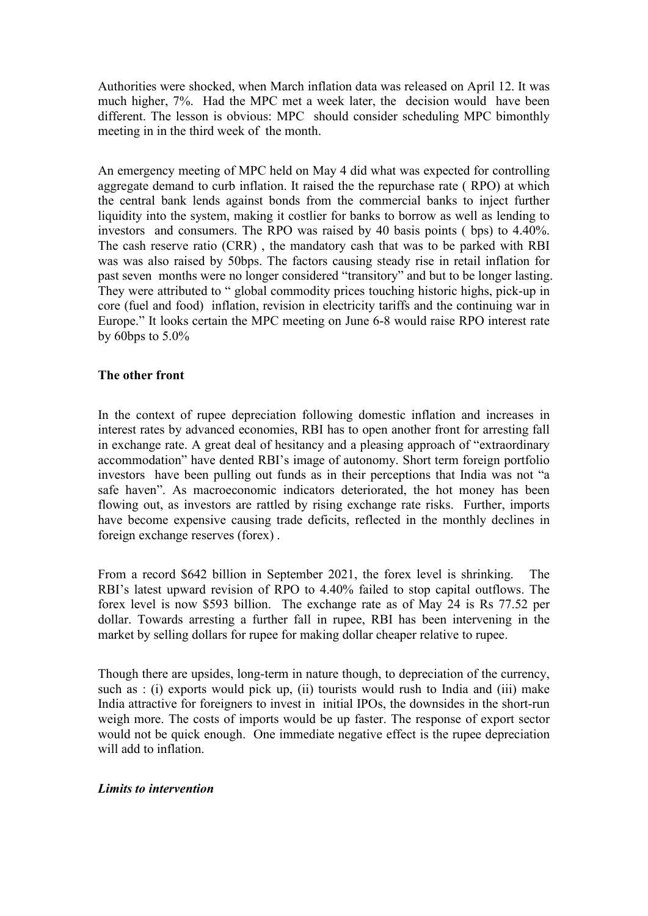Authorities were shocked, when March inflation data was released on April 12. It was much higher, 7%. Had the MPC met a week later, the decision would have been different. The lesson is obvious: MPC should consider scheduling MPC bimonthly meeting in in the third week of the month.

An emergency meeting of MPC held on May 4 did what was expected for controlling aggregate demand to curb inflation. It raised the the repurchase rate ( RPO) at which the central bank lends against bonds from the commercial banks to inject further liquidity into the system, making it costlier for banks to borrow as well as lending to investors and consumers. The RPO was raised by 40 basis points ( bps) to 4.40%. The cash reserve ratio (CRR) , the mandatory cash that was to be parked with RBI was was also raised by 50bps. The factors causing steady rise in retail inflation for past seven months were no longer considered "transitory" and but to be longer lasting. They were attributed to " global commodity prices touching historic highs, pick-up in core (fuel and food) inflation, revision in electricity tariffs and the continuing war in Europe." It looks certain the MPC meeting on June 6-8 would raise RPO interest rate by 60bps to 5.0%

**The other front**

In the context of rupee depreciation following domestic inflation and increases in interest rates by advanced economies, RBI has to open another front for arresting fall in exchange rate. A great deal of hesitancy and a pleasing approach of "extraordinary accommodation" have dented RBI's image of autonomy. Short term foreign portfolio investors have been pulling out funds as in their perceptions that India was not "a safe haven". As macroeconomic indicators deteriorated, the hot money has been flowing out, as investors are rattled by rising exchange rate risks. Further, imports have become expensive causing trade deficits, reflected in the monthly declines in foreign exchange reserves (forex) .

From a record $642 billion in September 2021, the forex level is shrinking. The RBI's latest upward revision of RPO to 4.40% failed to stop capital outflows. The forex level is now $593 billion. The exchange rate as of May 24 is Rs 77.52 per dollar. Towards arresting a further fall in rupee, RBI has been intervening in the market by selling dollars for rupee for making dollar cheaper relative to rupee.

Though there are upsides, long-term in nature though, to depreciation of the currency, such as : (i) exports would pick up, (ii) tourists would rush to India and (iii) make India attractive for foreigners to invest in initial IPOs, the downsides in the short-run weigh more. The costs of imports would be up faster. The response of export sector would not be quick enough. One immediate negative effect is the rupee depreciation will add to inflation.

***Limits to intervention***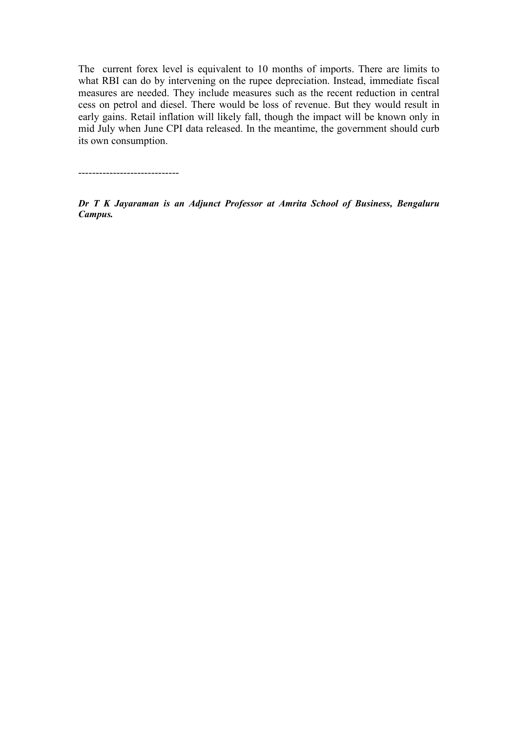The  current forex level is equivalent to 10 months of imports. There are limits to what RBI can do by intervening on the rupee depreciation. Instead, immediate fiscal measures are needed. They include measures such as the recent reduction in central cess on petrol and diesel. There would be loss of revenue. But they would result in early gains. Retail inflation will likely fall, though the impact will be known only in mid July when June CPI data released. In the meantime, the government should curb its own consumption.

-----------------------------

***Dr T K Jayaraman is an Adjunct Professor at Amrita School of Business, Bengaluru Campus.***